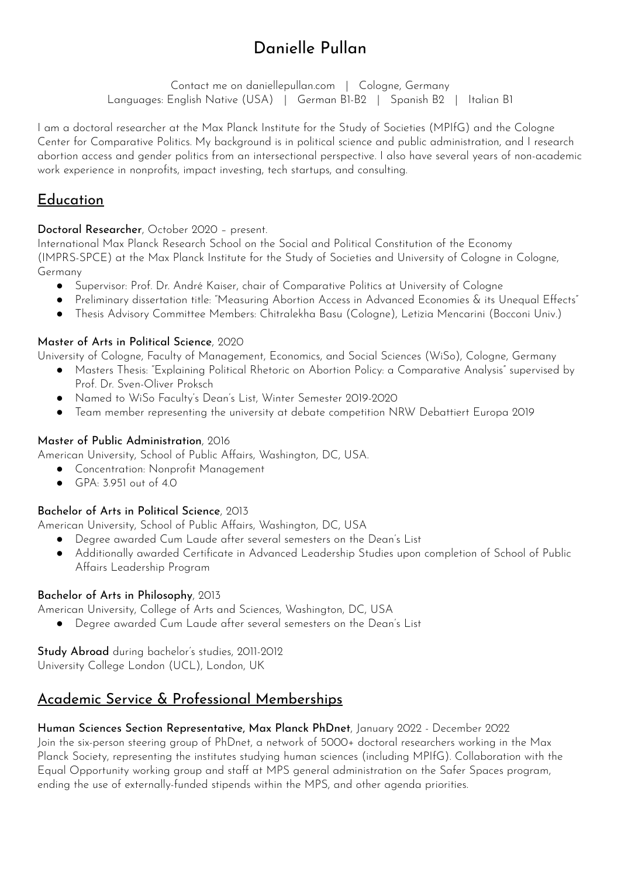# Danielle Pullan

Contact me on daniellepullan.com | Cologne, Germany
Languages: English Native (USA) | German B1-B2 | Spanish B2 | Italian B1

I am a doctoral researcher at the Max Planck Institute for the Study of Societies (MPIfG) and the Cologne Center for Comparative Politics. My background is in political science and public administration, and I research abortion access and gender politics from an intersectional perspective. I also have several years of non-academic work experience in nonprofits, impact investing, tech startups, and consulting.

## Education

**Doctoral Researcher**, October 2020 – present.
International Max Planck Research School on the Social and Political Constitution of the Economy (IMPRS-SPCE) at the Max Planck Institute for the Study of Societies and University of Cologne in Cologne, Germany

- Supervisor: Prof. Dr. André Kaiser, chair of Comparative Politics at University of Cologne
- Preliminary dissertation title: "Measuring Abortion Access in Advanced Economies & its Unequal Effects"
- Thesis Advisory Committee Members: Chitralekha Basu (Cologne), Letizia Mencarini (Bocconi Univ.)

**Master of Arts in Political Science**, 2020
University of Cologne, Faculty of Management, Economics, and Social Sciences (WiSo), Cologne, Germany

- Masters Thesis: "Explaining Political Rhetoric on Abortion Policy: a Comparative Analysis" supervised by Prof. Dr. Sven-Oliver Proksch
- Named to WiSo Faculty's Dean's List, Winter Semester 2019-2020
- Team member representing the university at debate competition NRW Debattiert Europa 2019

**Master of Public Administration**, 2016
American University, School of Public Affairs, Washington, DC, USA.

- Concentration: Nonprofit Management
- GPA: 3.951 out of 4.0

**Bachelor of Arts in Political Science**, 2013
American University, School of Public Affairs, Washington, DC, USA

- Degree awarded Cum Laude after several semesters on the Dean's List
- Additionally awarded Certificate in Advanced Leadership Studies upon completion of School of Public Affairs Leadership Program

**Bachelor of Arts in Philosophy**, 2013
American University, College of Arts and Sciences, Washington, DC, USA

- Degree awarded Cum Laude after several semesters on the Dean's List

**Study Abroad** during bachelor's studies, 2011-2012
University College London (UCL), London, UK

## Academic Service & Professional Memberships

**Human Sciences Section Representative, Max Planck PhDnet**, January 2022 - December 2022
Join the six-person steering group of PhDnet, a network of 5000+ doctoral researchers working in the Max Planck Society, representing the institutes studying human sciences (including MPIfG). Collaboration with the Equal Opportunity working group and staff at MPS general administration on the Safer Spaces program, ending the use of externally-funded stipends within the MPS, and other agenda priorities.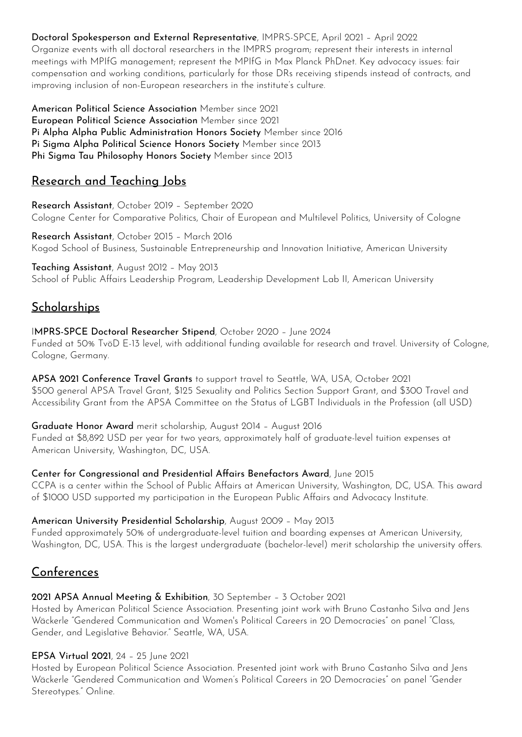**Doctoral Spokesperson and External Representative**, IMPRS-SPCE, April 2021 – April 2022
Organize events with all doctoral researchers in the IMPRS program; represent their interests in internal meetings with MPIfG management; represent the MPIfG in Max Planck PhDnet. Key advocacy issues: fair compensation and working conditions, particularly for those DRs receiving stipends instead of contracts, and improving inclusion of non-European researchers in the institute's culture.

**American Political Science Association** Member since 2021
**European Political Science Association** Member since 2021
**Pi Alpha Alpha Public Administration Honors Society** Member since 2016
**Pi Sigma Alpha Political Science Honors Society** Member since 2013
**Phi Sigma Tau Philosophy Honors Society** Member since 2013

## Research and Teaching Jobs

**Research Assistant**, October 2019 – September 2020
Cologne Center for Comparative Politics, Chair of European and Multilevel Politics, University of Cologne

**Research Assistant**, October 2015 – March 2016
Kogod School of Business, Sustainable Entrepreneurship and Innovation Initiative, American University

**Teaching Assistant**, August 2012 – May 2013
School of Public Affairs Leadership Program, Leadership Development Lab II, American University

## Scholarships

**IMPRS-SPCE Doctoral Researcher Stipend**, October 2020 – June 2024
Funded at 50% TvöD E-13 level, with additional funding available for research and travel. University of Cologne, Cologne, Germany.

**APSA 2021 Conference Travel Grants** to support travel to Seattle, WA, USA, October 2021
$500 general APSA Travel Grant, $125 Sexuality and Politics Section Support Grant, and $300 Travel and Accessibility Grant from the APSA Committee on the Status of LGBT Individuals in the Profession (all USD)

**Graduate Honor Award** merit scholarship, August 2014 – August 2016
Funded at $8,892 USD per year for two years, approximately half of graduate-level tuition expenses at American University, Washington, DC, USA.

**Center for Congressional and Presidential Affairs Benefactors Award**, June 2015
CCPA is a center within the School of Public Affairs at American University, Washington, DC, USA. This award of $1000 USD supported my participation in the European Public Affairs and Advocacy Institute.

**American University Presidential Scholarship**, August 2009 – May 2013
Funded approximately 50% of undergraduate-level tuition and boarding expenses at American University, Washington, DC, USA. This is the largest undergraduate (bachelor-level) merit scholarship the university offers.

## Conferences

**2021 APSA Annual Meeting & Exhibition**, 30 September – 3 October 2021
Hosted by American Political Science Association. Presenting joint work with Bruno Castanho Silva and Jens Wäckerle "Gendered Communication and Women's Political Careers in 20 Democracies" on panel "Class, Gender, and Legislative Behavior." Seattle, WA, USA.

**EPSA Virtual 2021**, 24 – 25 June 2021
Hosted by European Political Science Association. Presented joint work with Bruno Castanho Silva and Jens Wäckerle "Gendered Communication and Women's Political Careers in 20 Democracies" on panel "Gender Stereotypes." Online.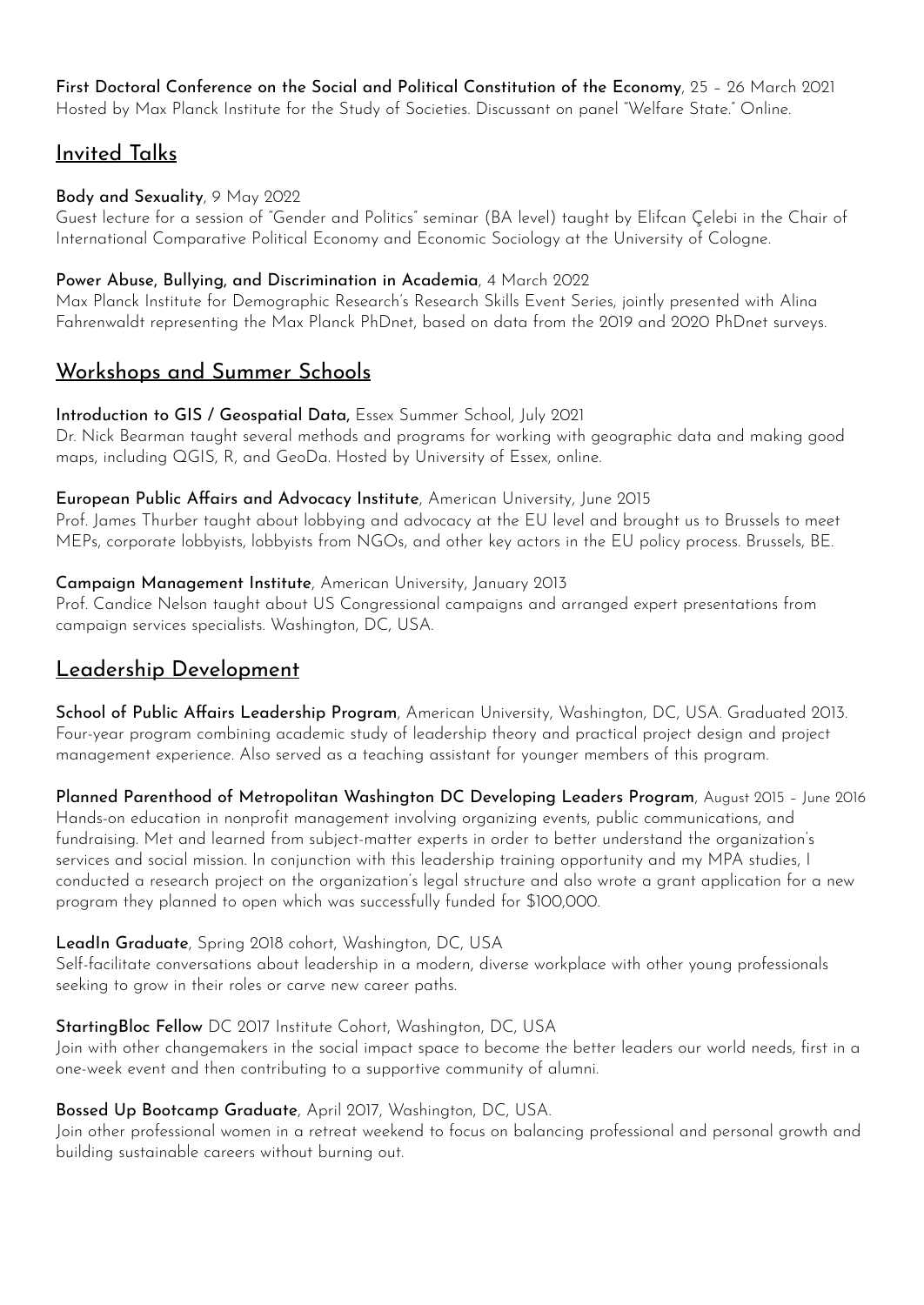**First Doctoral Conference on the Social and Political Constitution of the Economy**, 25 – 26 March 2021
Hosted by Max Planck Institute for the Study of Societies. Discussant on panel "Welfare State." Online.

## Invited Talks

**Body and Sexuality**, 9 May 2022
Guest lecture for a session of "Gender and Politics" seminar (BA level) taught by Elifcan Çelebi in the Chair of International Comparative Political Economy and Economic Sociology at the University of Cologne.

**Power Abuse, Bullying, and Discrimination in Academia**, 4 March 2022
Max Planck Institute for Demographic Research's Research Skills Event Series, jointly presented with Alina Fahrenwaldt representing the Max Planck PhDnet, based on data from the 2019 and 2020 PhDnet surveys.

## Workshops and Summer Schools

**Introduction to GIS / Geospatial Data,** Essex Summer School, July 2021
Dr. Nick Bearman taught several methods and programs for working with geographic data and making good maps, including QGIS, R, and GeoDa. Hosted by University of Essex, online.

**European Public Affairs and Advocacy Institute**, American University, June 2015
Prof. James Thurber taught about lobbying and advocacy at the EU level and brought us to Brussels to meet MEPs, corporate lobbyists, lobbyists from NGOs, and other key actors in the EU policy process. Brussels, BE.

**Campaign Management Institute**, American University, January 2013
Prof. Candice Nelson taught about US Congressional campaigns and arranged expert presentations from campaign services specialists. Washington, DC, USA.

## Leadership Development

**School of Public Affairs Leadership Program**, American University, Washington, DC, USA. Graduated 2013.
Four-year program combining academic study of leadership theory and practical project design and project management experience. Also served as a teaching assistant for younger members of this program.

**Planned Parenthood of Metropolitan Washington DC Developing Leaders Program**, August 2015 – June 2016
Hands-on education in nonprofit management involving organizing events, public communications, and fundraising. Met and learned from subject-matter experts in order to better understand the organization's services and social mission. In conjunction with this leadership training opportunity and my MPA studies, I conducted a research project on the organization's legal structure and also wrote a grant application for a new program they planned to open which was successfully funded for $100,000.

**LeadIn Graduate**, Spring 2018 cohort, Washington, DC, USA
Self-facilitate conversations about leadership in a modern, diverse workplace with other young professionals seeking to grow in their roles or carve new career paths.

**StartingBloc Fellow** DC 2017 Institute Cohort, Washington, DC, USA
Join with other changemakers in the social impact space to become the better leaders our world needs, first in a one-week event and then contributing to a supportive community of alumni.

**Bossed Up Bootcamp Graduate**, April 2017, Washington, DC, USA.
Join other professional women in a retreat weekend to focus on balancing professional and personal growth and building sustainable careers without burning out.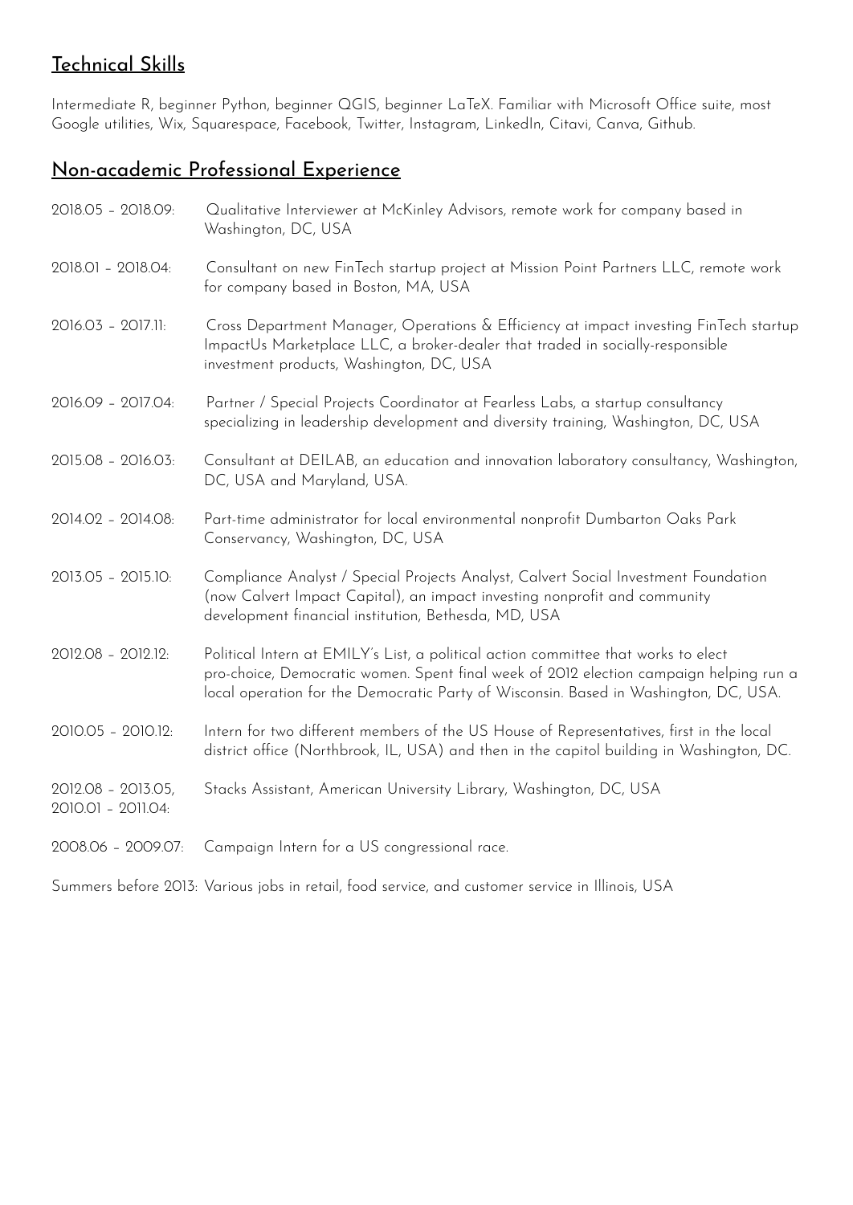## Technical Skills

Intermediate R, beginner Python, beginner QGIS, beginner LaTeX. Familiar with Microsoft Office suite, most Google utilities, Wix, Squarespace, Facebook, Twitter, Instagram, LinkedIn, Citavi, Canva, Github.

## Non-academic Professional Experience

2018.05 – 2018.09: Qualitative Interviewer at McKinley Advisors, remote work for company based in Washington, DC, USA

2018.01 – 2018.04: Consultant on new FinTech startup project at Mission Point Partners LLC, remote work for company based in Boston, MA, USA

2016.03 – 2017.11: Cross Department Manager, Operations & Efficiency at impact investing FinTech startup ImpactUs Marketplace LLC, a broker-dealer that traded in socially-responsible investment products, Washington, DC, USA

2016.09 – 2017.04: Partner / Special Projects Coordinator at Fearless Labs, a startup consultancy specializing in leadership development and diversity training, Washington, DC, USA

2015.08 – 2016.03: Consultant at DEILAB, an education and innovation laboratory consultancy, Washington, DC, USA and Maryland, USA.

2014.02 – 2014.08: Part-time administrator for local environmental nonprofit Dumbarton Oaks Park Conservancy, Washington, DC, USA

2013.05 – 2015.10: Compliance Analyst / Special Projects Analyst, Calvert Social Investment Foundation (now Calvert Impact Capital), an impact investing nonprofit and community development financial institution, Bethesda, MD, USA

2012.08 – 2012.12: Political Intern at EMILY's List, a political action committee that works to elect pro-choice, Democratic women. Spent final week of 2012 election campaign helping run a local operation for the Democratic Party of Wisconsin. Based in Washington, DC, USA.

2010.05 – 2010.12: Intern for two different members of the US House of Representatives, first in the local district office (Northbrook, IL, USA) and then in the capitol building in Washington, DC.

2012.08 – 2013.05, 2010.01 – 2011.04: Stacks Assistant, American University Library, Washington, DC, USA

2008.06 – 2009.07: Campaign Intern for a US congressional race.

Summers before 2013: Various jobs in retail, food service, and customer service in Illinois, USA